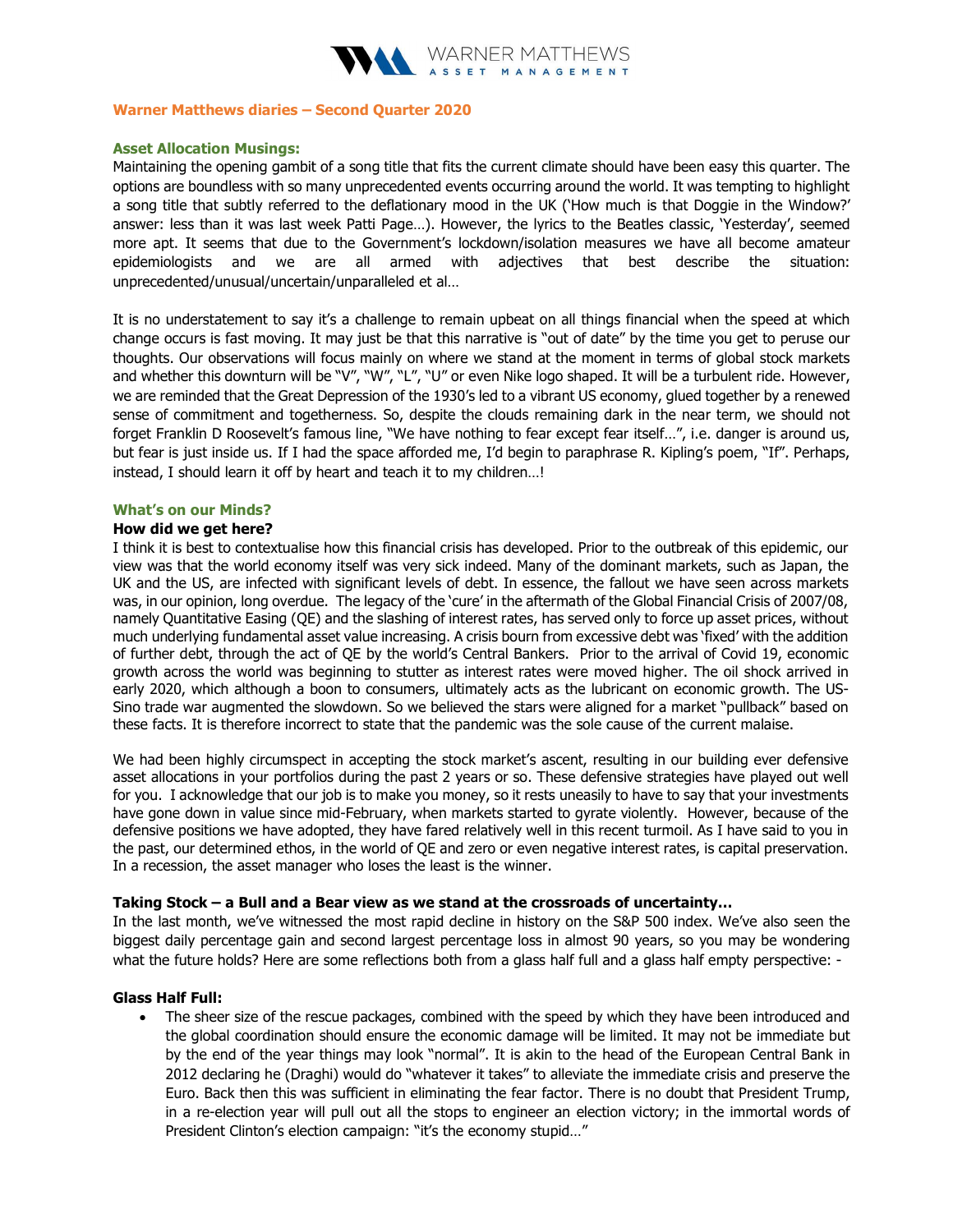## Warner Matthews diaries – Second Quarter 2020

### Asset Allocation Musings:

Maintaining the opening gambit of a song title that fits the current climate should have been easy this quarter. The options are boundless with so many unprecedented events occurring around the world. It was tempting to highlight a song title that subtly referred to the deflationary mood in the UK ('How much is that Doggie in the Window?' answer: less than it was last week Patti Page…). However, the lyrics to the Beatles classic, 'Yesterday', seemed more apt. It seems that due to the Government's lockdown/isolation measures we have all become amateur epidemiologists and we are all armed with adjectives that best describe the situation: unprecedented/unusual/uncertain/unparalleled et al…

It is no understatement to say it's a challenge to remain upbeat on all things financial when the speed at which change occurs is fast moving. It may just be that this narrative is "out of date" by the time you get to peruse our thoughts. Our observations will focus mainly on where we stand at the moment in terms of global stock markets and whether this downturn will be "V", "W", "L", "U" or even Nike logo shaped. It will be a turbulent ride. However, we are reminded that the Great Depression of the 1930's led to a vibrant US economy, glued together by a renewed sense of commitment and togetherness. So, despite the clouds remaining dark in the near term, we should not forget Franklin D Roosevelt's famous line, "We have nothing to fear except fear itself…", i.e. danger is around us, but fear is just inside us. If I had the space afforded me, I'd begin to paraphrase R. Kipling's poem, "If". Perhaps, instead, I should learn it off by heart and teach it to my children…!

### What's on our Minds?

**How did we get here?**

I think it is best to contextualise how this financial crisis has developed. Prior to the outbreak of this epidemic, our view was that the world economy itself was very sick indeed. Many of the dominant markets, such as Japan, the UK and the US, are infected with significant levels of debt. In essence, the fallout we have seen across markets was, in our opinion, long overdue. The legacy of the 'cure' in the aftermath of the Global Financial Crisis of 2007/08, namely Quantitative Easing (QE) and the slashing of interest rates, has served only to force up asset prices, without much underlying fundamental asset value increasing. A crisis bourn from excessive debt was 'fixed' with the addition of further debt, through the act of QE by the world's Central Bankers. Prior to the arrival of Covid 19, economic growth across the world was beginning to stutter as interest rates were moved higher. The oil shock arrived in early 2020, which although a boon to consumers, ultimately acts as the lubricant on economic growth. The US-Sino trade war augmented the slowdown. So we believed the stars were aligned for a market "pullback" based on these facts. It is therefore incorrect to state that the pandemic was the sole cause of the current malaise.

We had been highly circumspect in accepting the stock market's ascent, resulting in our building ever defensive asset allocations in your portfolios during the past 2 years or so. These defensive strategies have played out well for you. I acknowledge that our job is to make you money, so it rests uneasily to have to say that your investments have gone down in value since mid-February, when markets started to gyrate violently. However, because of the defensive positions we have adopted, they have fared relatively well in this recent turmoil. As I have said to you in the past, our determined ethos, in the world of QE and zero or even negative interest rates, is capital preservation. In a recession, the asset manager who loses the least is the winner.

**Taking Stock – a Bull and a Bear view as we stand at the crossroads of uncertainty…**

In the last month, we've witnessed the most rapid decline in history on the S&P 500 index. We've also seen the biggest daily percentage gain and second largest percentage loss in almost 90 years, so you may be wondering what the future holds? Here are some reflections both from a glass half full and a glass half empty perspective: -

**Glass Half Full:**

- The sheer size of the rescue packages, combined with the speed by which they have been introduced and the global coordination should ensure the economic damage will be limited. It may not be immediate but by the end of the year things may look "normal". It is akin to the head of the European Central Bank in 2012 declaring he (Draghi) would do "whatever it takes" to alleviate the immediate crisis and preserve the Euro. Back then this was sufficient in eliminating the fear factor. There is no doubt that President Trump, in a re-election year will pull out all the stops to engineer an election victory; in the immortal words of President Clinton's election campaign: "it's the economy stupid…"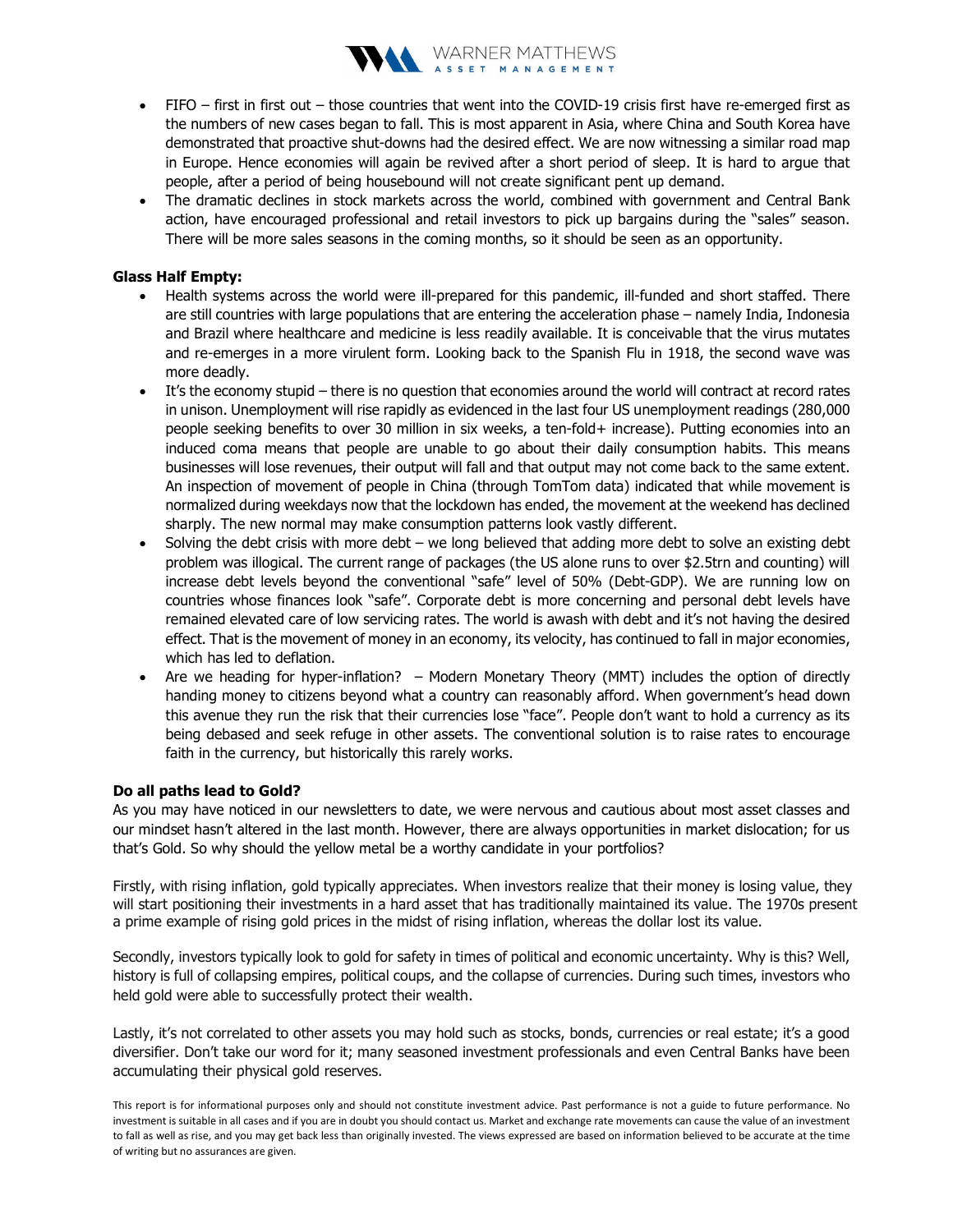- FIFO – first in first out – those countries that went into the COVID-19 crisis first have re-emerged first as the numbers of new cases began to fall. This is most apparent in Asia, where China and South Korea have demonstrated that proactive shut-downs had the desired effect. We are now witnessing a similar road map in Europe. Hence economies will again be revived after a short period of sleep. It is hard to argue that people, after a period of being housebound will not create significant pent up demand.
- The dramatic declines in stock markets across the world, combined with government and Central Bank action, have encouraged professional and retail investors to pick up bargains during the "sales" season. There will be more sales seasons in the coming months, so it should be seen as an opportunity.

**Glass Half Empty:**

- Health systems across the world were ill-prepared for this pandemic, ill-funded and short staffed. There are still countries with large populations that are entering the acceleration phase – namely India, Indonesia and Brazil where healthcare and medicine is less readily available. It is conceivable that the virus mutates and re-emerges in a more virulent form. Looking back to the Spanish Flu in 1918, the second wave was more deadly.
- It's the economy stupid – there is no question that economies around the world will contract at record rates in unison. Unemployment will rise rapidly as evidenced in the last four US unemployment readings (280,000 people seeking benefits to over 30 million in six weeks, a ten-fold+ increase). Putting economies into an induced coma means that people are unable to go about their daily consumption habits. This means businesses will lose revenues, their output will fall and that output may not come back to the same extent. An inspection of movement of people in China (through TomTom data) indicated that while movement is normalized during weekdays now that the lockdown has ended, the movement at the weekend has declined sharply. The new normal may make consumption patterns look vastly different.
- Solving the debt crisis with more debt – we long believed that adding more debt to solve an existing debt problem was illogical. The current range of packages (the US alone runs to over $2.5trn and counting) will increase debt levels beyond the conventional "safe" level of 50% (Debt-GDP). We are running low on countries whose finances look "safe". Corporate debt is more concerning and personal debt levels have remained elevated care of low servicing rates. The world is awash with debt and it's not having the desired effect. That is the movement of money in an economy, its velocity, has continued to fall in major economies, which has led to deflation.
- Are we heading for hyper-inflation? – Modern Monetary Theory (MMT) includes the option of directly handing money to citizens beyond what a country can reasonably afford. When government's head down this avenue they run the risk that their currencies lose "face". People don't want to hold a currency as its being debased and seek refuge in other assets. The conventional solution is to raise rates to encourage faith in the currency, but historically this rarely works.

**Do all paths lead to Gold?**

As you may have noticed in our newsletters to date, we were nervous and cautious about most asset classes and our mindset hasn't altered in the last month. However, there are always opportunities in market dislocation; for us that's Gold. So why should the yellow metal be a worthy candidate in your portfolios?

Firstly, with rising inflation, gold typically appreciates. When investors realize that their money is losing value, they will start positioning their investments in a hard asset that has traditionally maintained its value. The 1970s present a prime example of rising gold prices in the midst of rising inflation, whereas the dollar lost its value.

Secondly, investors typically look to gold for safety in times of political and economic uncertainty. Why is this? Well, history is full of collapsing empires, political coups, and the collapse of currencies. During such times, investors who held gold were able to successfully protect their wealth.

Lastly, it's not correlated to other assets you may hold such as stocks, bonds, currencies or real estate; it's a good diversifier. Don't take our word for it; many seasoned investment professionals and even Central Banks have been accumulating their physical gold reserves.

This report is for informational purposes only and should not constitute investment advice. Past performance is not a guide to future performance. No investment is suitable in all cases and if you are in doubt you should contact us. Market and exchange rate movements can cause the value of an investment to fall as well as rise, and you may get back less than originally invested. The views expressed are based on information believed to be accurate at the time of writing but no assurances are given.